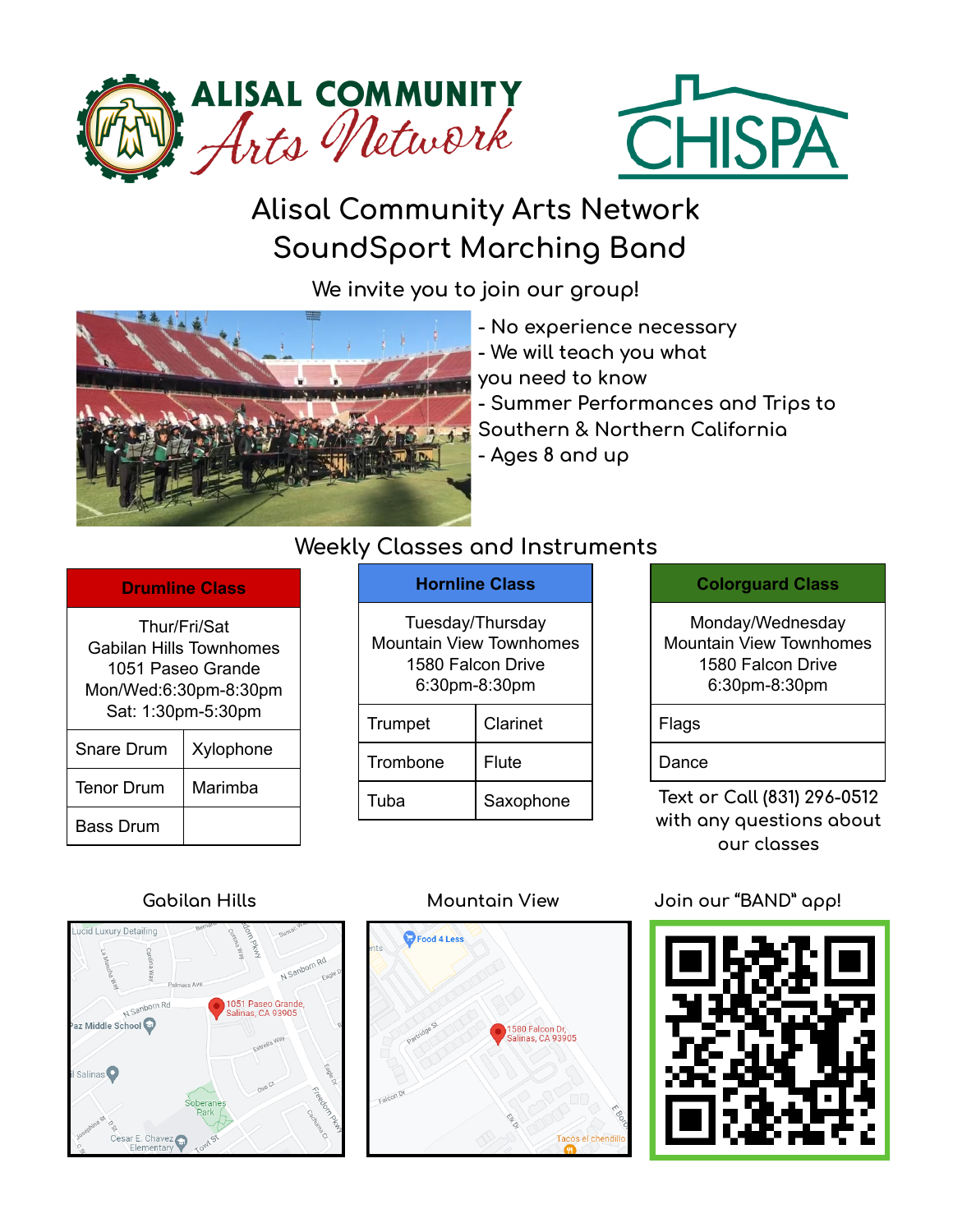ALISAL COMMUNITY Arts Network

CHISPA

# Alisal Community Arts Network SoundSport Marching Band

We invite you to join our group!

- No experience necessary
- We will teach you what you need to know
- Summer Performances and Trips to Southern & Northern California
- Ages 8 and up

## Weekly Classes and Instruments

| **Drumline Class** | |
|---|---|
| Thur/Fri/Sat<br>Gabilan Hills Townhomes<br>1051 Paseo Grande<br>Mon/Wed:6:30pm-8:30pm<br>Sat: 1:30pm-5:30pm | |
| Snare Drum | Xylophone |
| Tenor Drum | Marimba |
| Bass Drum | |

| **Hornline Class** | |
|---|---|
| Tuesday/Thursday<br>Mountain View Townhomes<br>1580 Falcon Drive<br>6:30pm-8:30pm | |
| Trumpet | Clarinet |
| Trombone | Flute |
| Tuba | Saxophone |

| **Colorguard Class** |
|---|
| Monday/Wednesday<br>Mountain View Townhomes<br>1580 Falcon Drive<br>6:30pm-8:30pm |
| Flags |
| Dance |

Text or Call (831) 296-0512 with any questions about our classes

### Gabilan Hills

1051 Paseo Grande, Salinas, CA 93905

### Mountain View

1580 Falcon Dr, Salinas, CA 93905

### Join our "BAND" app!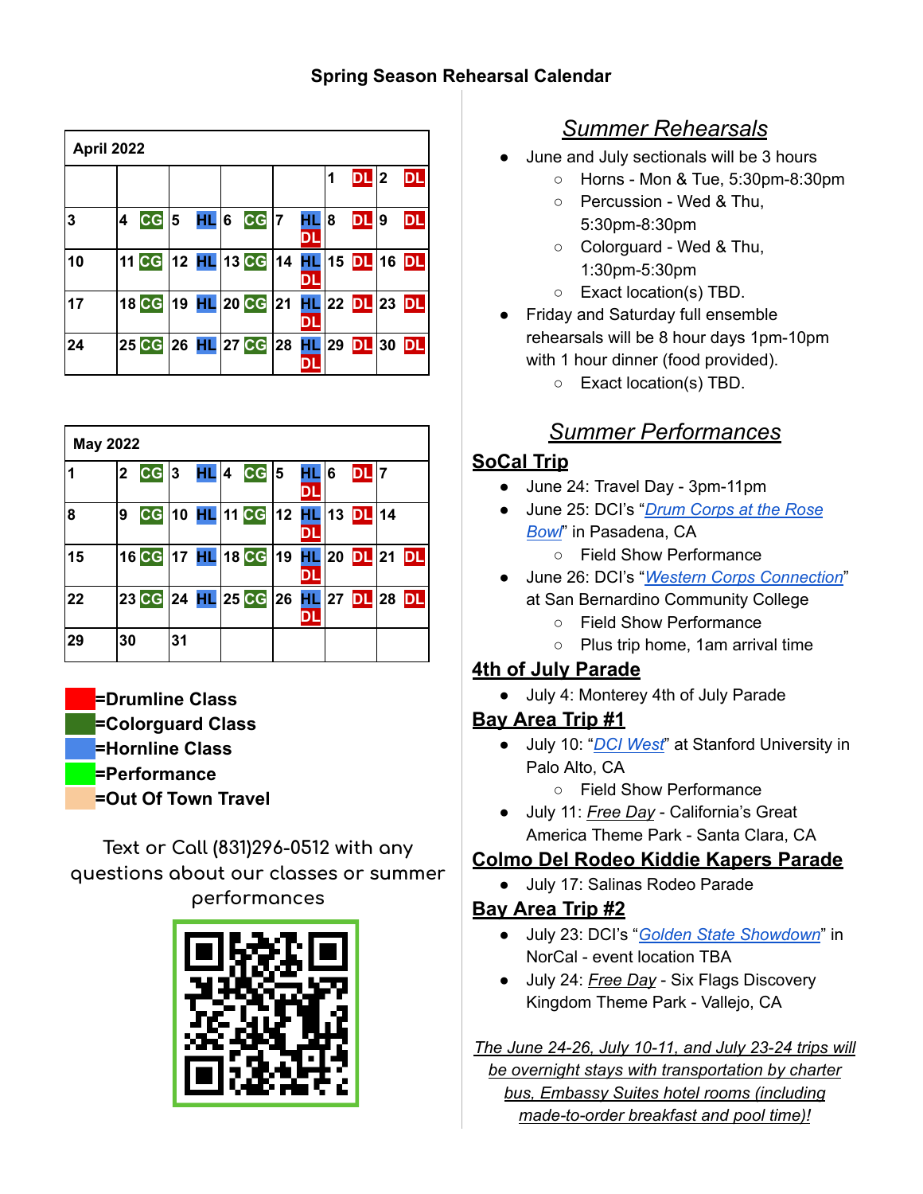## Spring Season Rehearsal Calendar

| April 2022 | | | | | | |
|---|---|---|---|---|---|---|
| | | | | | 1 DL | 2 DL |
| 3 | 4 CG | 5 HL | 6 CG | 7 HL DL | 8 DL | 9 DL |
| 10 | 11 CG | 12 HL | 13 CG | 14 HL DL | 15 DL | 16 DL |
| 17 | 18 CG | 19 HL | 20 CG | 21 HL DL | 22 DL | 23 DL |
| 24 | 25 CG | 26 HL | 27 CG | 28 HL DL | 29 DL | 30 DL |

| May 2022 | | | | | | |
|---|---|---|---|---|---|---|
| 1 | 2 CG | 3 HL | 4 CG | 5 HL DL | 6 DL | 7 |
| 8 | 9 CG | 10 HL | 11 CG | 12 HL DL | 13 DL | 14 |
| 15 | 16 CG | 17 HL | 18 CG | 19 HL DL | 20 DL | 21 DL |
| 22 | 23 CG | 24 HL | 25 CG | 26 HL DL | 27 DL | 28 DL |
| 29 | 30 | 31 | | | | |

**=Drumline Class**
**=Colorguard Class**
**=Hornline Class**
**=Performance**
**=Out Of Town Travel**

Text or Call (831)296-0512 with any questions about our classes or summer performances

## *Summer Rehearsals*

- June and July sectionals will be 3 hours
  - Horns - Mon & Tue, 5:30pm-8:30pm
  - Percussion - Wed & Thu, 5:30pm-8:30pm
  - Colorguard - Wed & Thu, 1:30pm-5:30pm
  - Exact location(s) TBD.
- Friday and Saturday full ensemble rehearsals will be 8 hour days 1pm-10pm with 1 hour dinner (food provided).
  - Exact location(s) TBD.

## *Summer Performances*

### SoCal Trip

- June 24: Travel Day - 3pm-11pm
- June 25: DCI's "*Drum Corps at the Rose Bowl*" in Pasadena, CA
  - Field Show Performance
- June 26: DCI's "*Western Corps Connection*" at San Bernardino Community College
  - Field Show Performance
  - Plus trip home, 1am arrival time

### 4th of July Parade

- July 4: Monterey 4th of July Parade

### Bay Area Trip #1

- July 10: "*DCI West*" at Stanford University in Palo Alto, CA
  - Field Show Performance
- July 11: *Free Day* - California's Great America Theme Park - Santa Clara, CA

### Colmo Del Rodeo Kiddie Kapers Parade

- July 17: Salinas Rodeo Parade

### Bay Area Trip #2

- July 23: DCI's "*Golden State Showdown*" in NorCal - event location TBA
- July 24: *Free Day* - Six Flags Discovery Kingdom Theme Park - Vallejo, CA

*The June 24-26, July 10-11, and July 23-24 trips will be overnight stays with transportation by charter bus, Embassy Suites hotel rooms (including made-to-order breakfast and pool time)!*